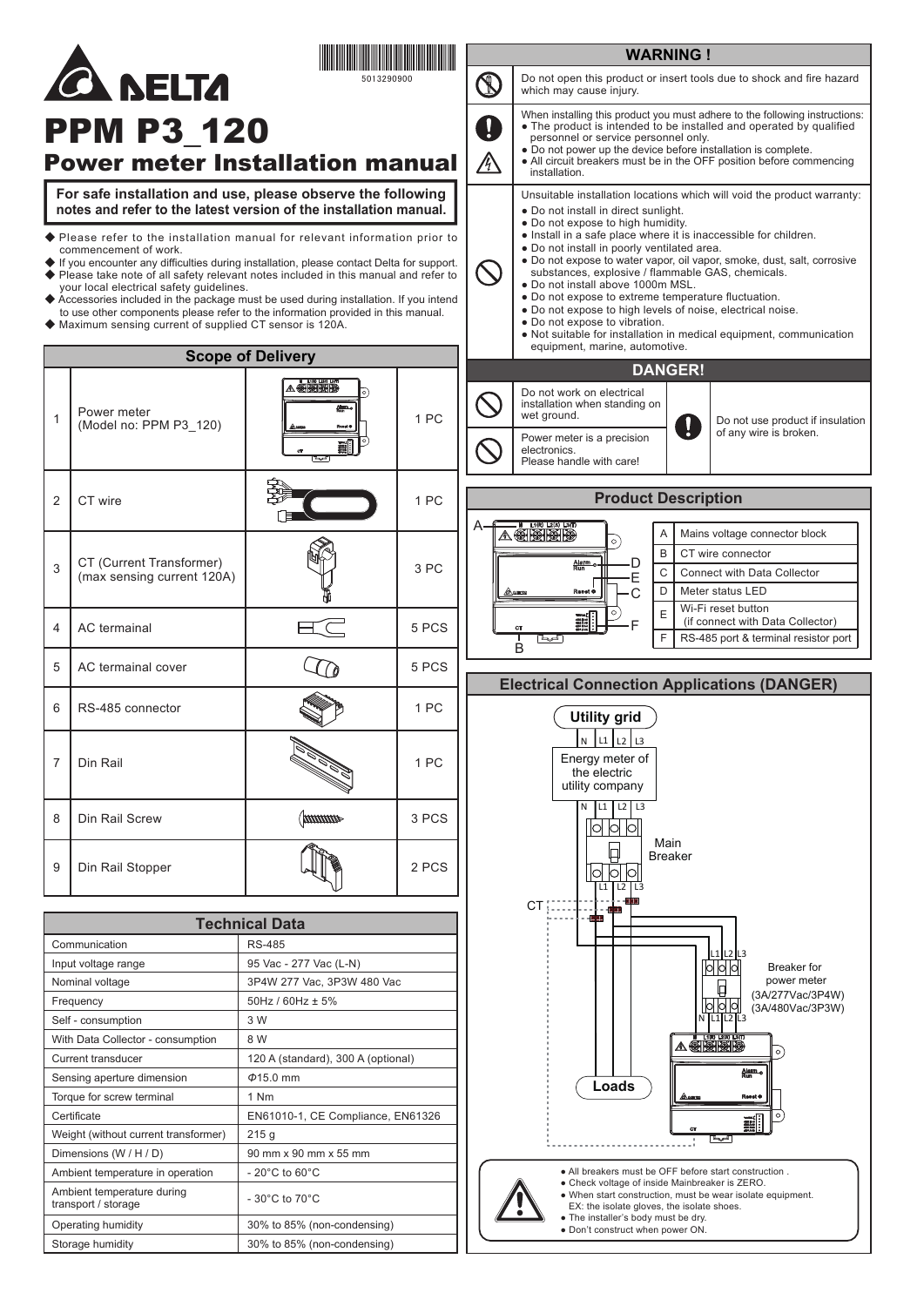# DELTA

5013290900

# PPM P3_120

## Power meter Installation manual

**For safe installation and use, please observe the following notes and refer to the latest version of the installation manual.**

- Please refer to the installation manual for relevant information prior to commencement of work.
- If you encounter any difficulties during installation, please contact Delta for support.
- Please take note of all safety relevant notes included in this manual and refer to your local electrical safety guidelines.
- Accessories included in the package must be used during installation. If you intend to use other components please refer to the information provided in this manual.
- Maximum sensing current of supplied CT sensor is 120A.

### Scope of Delivery

| | Item | | Qty |
|---|---|---|---|
| 1 | Power meter (Model no: PPM P3_120) | | 1 PC |
| 2 | CT wire | | 1 PC |
| 3 | CT (Current Transformer) (max sensing current 120A) | | 3 PC |
| 4 | AC termainal | | 5 PCS |
| 5 | AC termainal cover | | 5 PCS |
| 6 | RS-485 connector | | 1 PC |
| 7 | Din Rail | | 1 PC |
| 8 | Din Rail Screw | | 3 PCS |
| 9 | Din Rail Stopper | | 2 PCS |

### Technical Data

| | |
|---|---|
| Communication | RS-485 |
| Input voltage range | 95 Vac - 277 Vac (L-N) |
| Nominal voltage | 3P4W 277 Vac, 3P3W 480 Vac |
| Frequency | 50Hz / 60Hz ± 5% |
| Self - consumption | 3 W |
| With Data Collector - consumption | 8 W |
| Current transducer | 120 A (standard), 300 A (optional) |
| Sensing aperture dimension | Φ15.0 mm |
| Torque for screw terminal | 1 Nm |
| Certificate | EN61010-1, CE Compliance, EN61326 |
| Weight (without current transformer) | 215 g |
| Dimensions (W / H / D) | 90 mm x 90 mm x 55 mm |
| Ambient temperature in operation | - 20°C to 60°C |
| Ambient temperature during transport / storage | - 30°C to 70°C |
| Operating humidity | 30% to 85% (non-condensing) |
| Storage humidity | 30% to 85% (non-condensing) |

### WARNING !

Do not open this product or insert tools due to shock and fire hazard which may cause injury.

When installing this product you must adhere to the following instructions:
- The product is intended to be installed and operated by qualified personnel or service personnel only.
- Do not power up the device before installation is complete.
- All circuit breakers must be in the OFF position before commencing installation.

Unsuitable installation locations which will void the product warranty:
- Do not install in direct sunlight.
- Do not expose to high humidity.
- Install in a safe place where it is inaccessible for children.
- Do not install in poorly ventilated area.
- Do not expose to water vapor, oil vapor, smoke, dust, salt, corrosive substances, explosive / flammable GAS, chemicals.
- Do not install above 1000m MSL.
- Do not expose to extreme temperature fluctuation.
- Do not expose to high levels of noise, electrical noise.
- Do not expose to vibration.
- Not suitable for installation in medical equipment, communication equipment, marine, automotive.

### DANGER!

Do not work on electrical installation when standing on wet ground.

Power meter is a precision electronics. Please handle with care!

Do not use product if insulation of any wire is broken.

### Product Description

| | |
|---|---|
| A | Mains voltage connector block |
| B | CT wire connector |
| C | Connect with Data Collector |
| D | Meter status LED |
| E | Wi-Fi reset button (if connect with Data Collector) |
| F | RS-485 port & terminal resistor port |

### Electrical Connection Applications (DANGER)

Utility grid — N, L1, L2, L3

Energy meter of the electric utility company

Main Breaker

CT

Breaker for power meter (3A/277Vac/3P4W) (3A/480Vac/3P3W)

Loads

- All breakers must be OFF before start construction .
- Check voltage of inside Mainbreaker is ZERO.
- When start construction, must be wear isolate equipment. EX: the isolate gloves, the isolate shoes.
- The installer's body must be dry.
- Don't construct when power ON.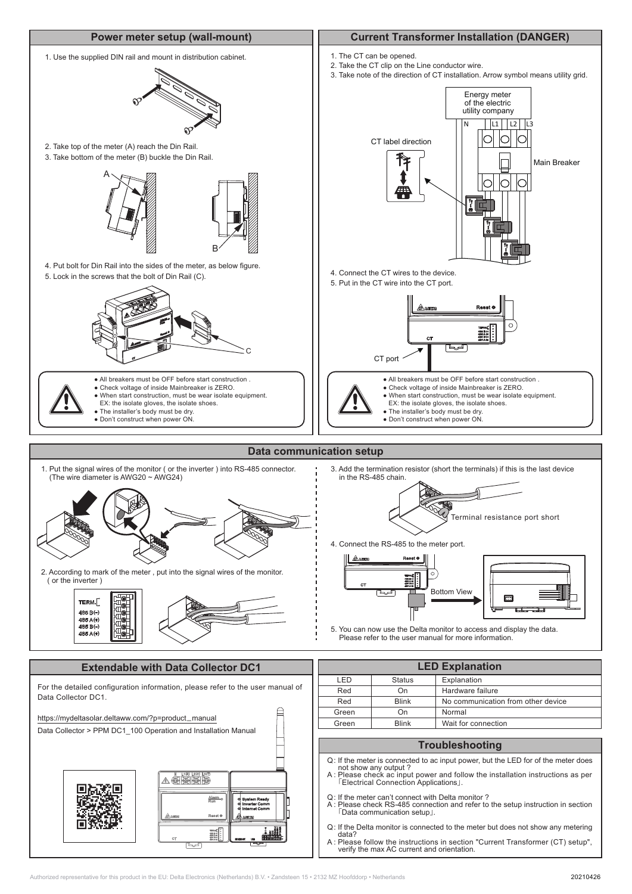## Power meter setup (wall-mount)

1. Use the supplied DIN rail and mount in distribution cabinet.
2. Take top of the meter (A) reach the Din Rail.
3. Take bottom of the meter (B) buckle the Din Rail.

A

B

4. Put bolt for Din Rail into the sides of the meter, as below figure.
5. Lock in the screws that the bolt of Din Rail (C).

C

- All breakers must be OFF before start construction .
- Check voltage of inside Mainbreaker is ZERO.
- When start construction, must be wear isolate equipment. EX: the isolate gloves, the isolate shoes.
- The installer's body must be dry.
- Don't construct when power ON.

## Current Transformer Installation (DANGER)

1. The CT can be opened.
2. Take the CT clip on the Line conductor wire.
3. Take note of the direction of CT installation. Arrow symbol means utility grid.

Energy meter of the electric utility company

N L1 L2 L3

CT label direction

Main Breaker

4. Connect the CT wires to the device.
5. Put in the CT wire into the CT port.

CT port

- All breakers must be OFF before start construction .
- Check voltage of inside Mainbreaker is ZERO.
- When start construction, must be wear isolate equipment. EX: the isolate gloves, the isolate shoes.
- The installer's body must be dry.
- Don't construct when power ON.

## Data communication setup

1. Put the signal wires of the monitor ( or the inverter ) into RS-485 connector. (The wire diameter is AWG20 ~ AWG24)
2. According to mark of the meter , put into the signal wires of the monitor. ( or the inverter )

TERM.
485 B(-)
485 A(+)
485 B(-)
485 A(+)

3. Add the termination resistor (short the terminals) if this is the last device in the RS-485 chain.

Terminal resistance port short

4. Connect the RS-485 to the meter port.

Bottom View

5. You can now use the Delta monitor to access and display the data. Please refer to the user manual for more information.

## Extendable with Data Collector DC1

For the detailed configuration information, please refer to the user manual of Data Collector DC1.

https://mydeltasolar.deltaww.com/?p=product_manual

Data Collector > PPM DC1_100 Operation and Installation Manual

## LED Explanation

| LED | Status | Explanation |
|---|---|---|
| Red | On | Hardware failure |
| Red | Blink | No communication from other device |
| Green | On | Normal |
| Green | Blink | Wait for connection |

## Troubleshooting

Q: If the meter is connected to ac input power, but the LED for of the meter does not show any output ?
A : Please check ac input power and follow the installation instructions as per 「Electrical Connection Applications」.

Q: If the meter can't connect with Delta monitor ?
A : Please check RS-485 connection and refer to the setup instruction in section 「Data communication setup」.

Q: If the Delta monitor is connected to the meter but does not show any metering data?
A : Please follow the instructions in section "Current Transformer (CT) setup", verify the max AC current and orientation.

Authorized representative for this product in the EU: Delta Electronics (Netherlands) B.V. • Zandsteen 15 • 2132 MZ Hoofddorp • Netherlands

20210426